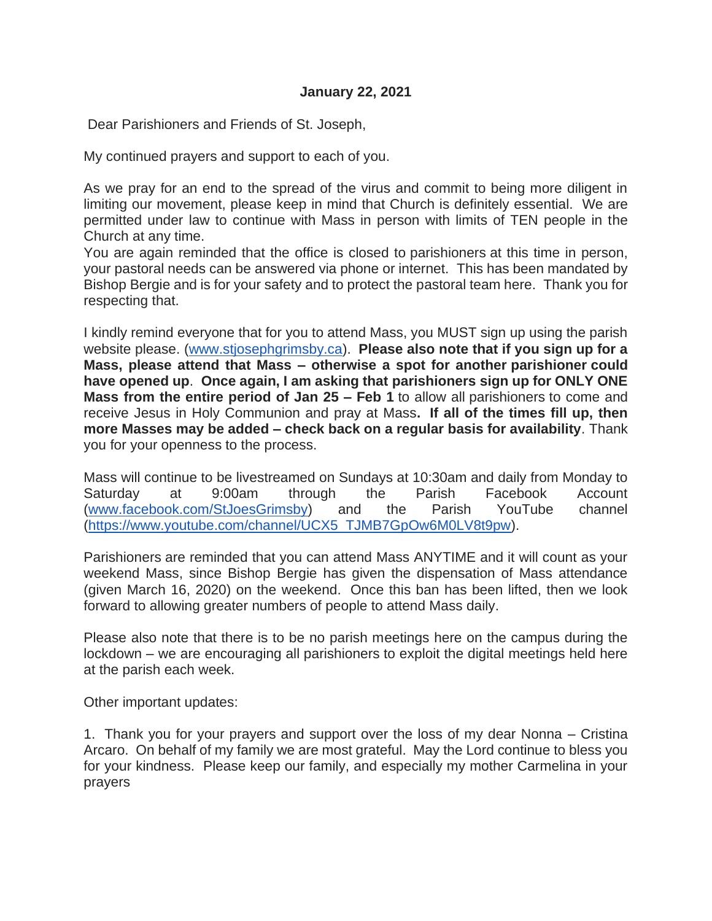**January 22, 2021**

Dear Parishioners and Friends of St. Joseph,

My continued prayers and support to each of you.

As we pray for an end to the spread of the virus and commit to being more diligent in limiting our movement, please keep in mind that Church is definitely essential. We are permitted under law to continue with Mass in person with limits of TEN people in the Church at any time.
You are again reminded that the office is closed to parishioners at this time in person, your pastoral needs can be answered via phone or internet. This has been mandated by Bishop Bergie and is for your safety and to protect the pastoral team here. Thank you for respecting that.

I kindly remind everyone that for you to attend Mass, you MUST sign up using the parish website please. (www.stjosephgrimsby.ca). **Please also note that if you sign up for a Mass, please attend that Mass – otherwise a spot for another parishioner could have opened up**. **Once again, I am asking that parishioners sign up for ONLY ONE Mass from the entire period of Jan 25 – Feb 1** to allow all parishioners to come and receive Jesus in Holy Communion and pray at Mass**. If all of the times fill up, then more Masses may be added – check back on a regular basis for availability**. Thank you for your openness to the process.

Mass will continue to be livestreamed on Sundays at 10:30am and daily from Monday to Saturday at 9:00am through the Parish Facebook Account (www.facebook.com/StJoesGrimsby) and the Parish YouTube channel (https://www.youtube.com/channel/UCX5_TJMB7GpOw6M0LV8t9pw).

Parishioners are reminded that you can attend Mass ANYTIME and it will count as your weekend Mass, since Bishop Bergie has given the dispensation of Mass attendance (given March 16, 2020) on the weekend. Once this ban has been lifted, then we look forward to allowing greater numbers of people to attend Mass daily.

Please also note that there is to be no parish meetings here on the campus during the lockdown – we are encouraging all parishioners to exploit the digital meetings held here at the parish each week.

Other important updates:

1. Thank you for your prayers and support over the loss of my dear Nonna – Cristina Arcaro. On behalf of my family we are most grateful. May the Lord continue to bless you for your kindness. Please keep our family, and especially my mother Carmelina in your prayers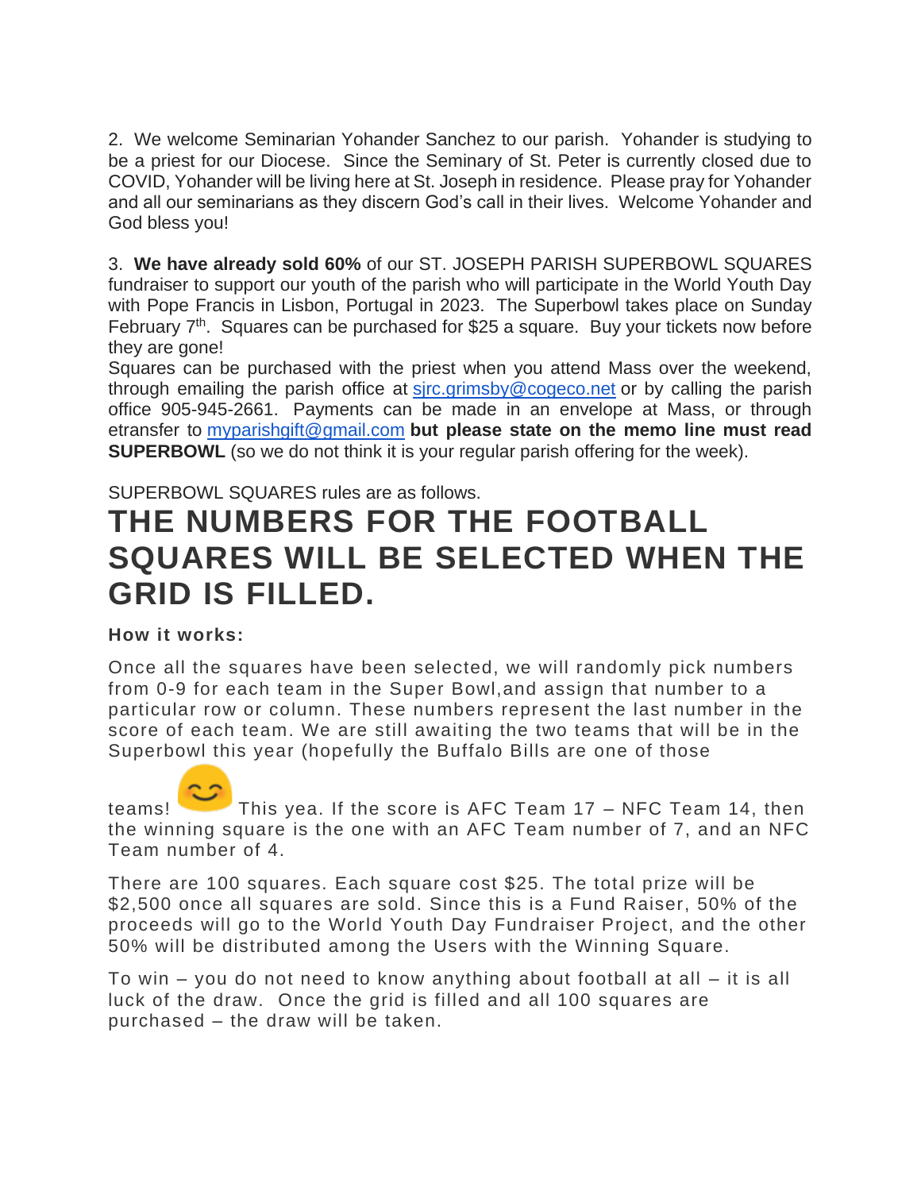2. We welcome Seminarian Yohander Sanchez to our parish. Yohander is studying to be a priest for our Diocese. Since the Seminary of St. Peter is currently closed due to COVID, Yohander will be living here at St. Joseph in residence. Please pray for Yohander and all our seminarians as they discern God's call in their lives. Welcome Yohander and God bless you!

3. **We have already sold 60%** of our ST. JOSEPH PARISH SUPERBOWL SQUARES fundraiser to support our youth of the parish who will participate in the World Youth Day with Pope Francis in Lisbon, Portugal in 2023. The Superbowl takes place on Sunday February 7th. Squares can be purchased for $25 a square. Buy your tickets now before they are gone!

Squares can be purchased with the priest when you attend Mass over the weekend, through emailing the parish office at sjrc.grimsby@cogeco.net or by calling the parish office 905-945-2661. Payments can be made in an envelope at Mass, or through etransfer to myparishgift@gmail.com **but please state on the memo line must read SUPERBOWL** (so we do not think it is your regular parish offering for the week).

SUPERBOWL SQUARES rules are as follows.

# THE NUMBERS FOR THE FOOTBALL SQUARES WILL BE SELECTED WHEN THE GRID IS FILLED.

**How it works:**

Once all the squares have been selected, we will randomly pick numbers from 0-9 for each team in the Super Bowl,and assign that number to a particular row or column. These numbers represent the last number in the score of each team. We are still awaiting the two teams that will be in the Superbowl this year (hopefully the Buffalo Bills are one of those teams! 😊 This yea. If the score is AFC Team 17 – NFC Team 14, then the winning square is the one with an AFC Team number of 7, and an NFC Team number of 4.

There are 100 squares. Each square cost $25. The total prize will be $2,500 once all squares are sold. Since this is a Fund Raiser, 50% of the proceeds will go to the World Youth Day Fundraiser Project, and the other 50% will be distributed among the Users with the Winning Square.

To win – you do not need to know anything about football at all – it is all luck of the draw. Once the grid is filled and all 100 squares are purchased – the draw will be taken.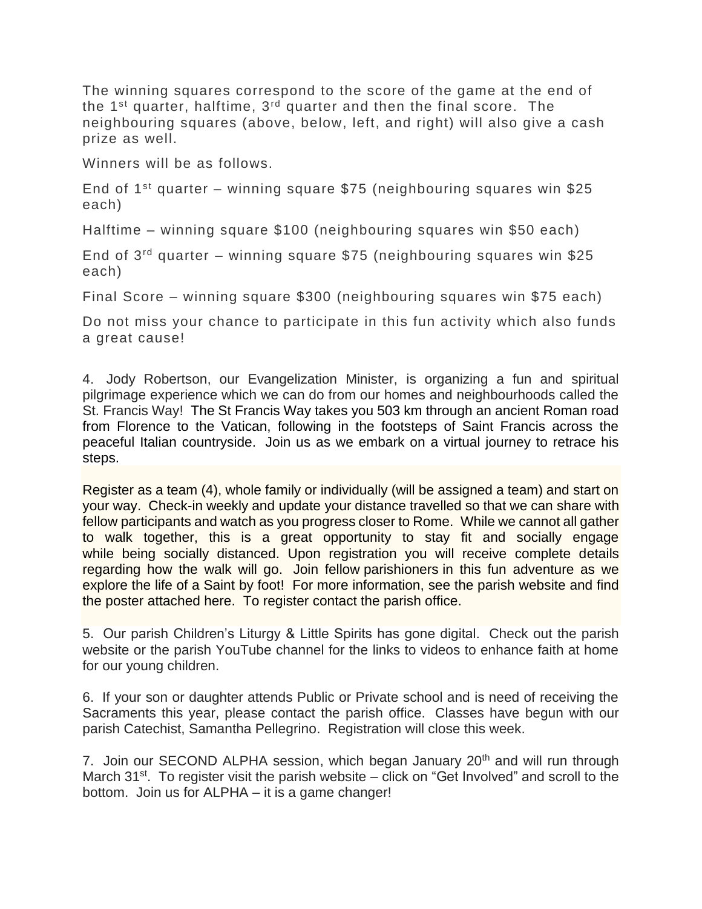The winning squares correspond to the score of the game at the end of the 1st quarter, halftime, 3rd quarter and then the final score. The neighbouring squares (above, below, left, and right) will also give a cash prize as well.

Winners will be as follows.

End of 1st quarter – winning square $75 (neighbouring squares win $25 each)

Halftime – winning square $100 (neighbouring squares win $50 each)

End of 3rd quarter – winning square $75 (neighbouring squares win $25 each)

Final Score – winning square $300 (neighbouring squares win $75 each)

Do not miss your chance to participate in this fun activity which also funds a great cause!

4. Jody Robertson, our Evangelization Minister, is organizing a fun and spiritual pilgrimage experience which we can do from our homes and neighbourhoods called the St. Francis Way! The St Francis Way takes you 503 km through an ancient Roman road from Florence to the Vatican, following in the footsteps of Saint Francis across the peaceful Italian countryside. Join us as we embark on a virtual journey to retrace his steps.

Register as a team (4), whole family or individually (will be assigned a team) and start on your way. Check-in weekly and update your distance travelled so that we can share with fellow participants and watch as you progress closer to Rome. While we cannot all gather to walk together, this is a great opportunity to stay fit and socially engage while being socially distanced. Upon registration you will receive complete details regarding how the walk will go. Join fellow parishioners in this fun adventure as we explore the life of a Saint by foot! For more information, see the parish website and find the poster attached here. To register contact the parish office.

5. Our parish Children's Liturgy & Little Spirits has gone digital. Check out the parish website or the parish YouTube channel for the links to videos to enhance faith at home for our young children.

6. If your son or daughter attends Public or Private school and is need of receiving the Sacraments this year, please contact the parish office. Classes have begun with our parish Catechist, Samantha Pellegrino. Registration will close this week.

7. Join our SECOND ALPHA session, which began January 20th and will run through March 31st. To register visit the parish website – click on "Get Involved" and scroll to the bottom. Join us for ALPHA – it is a game changer!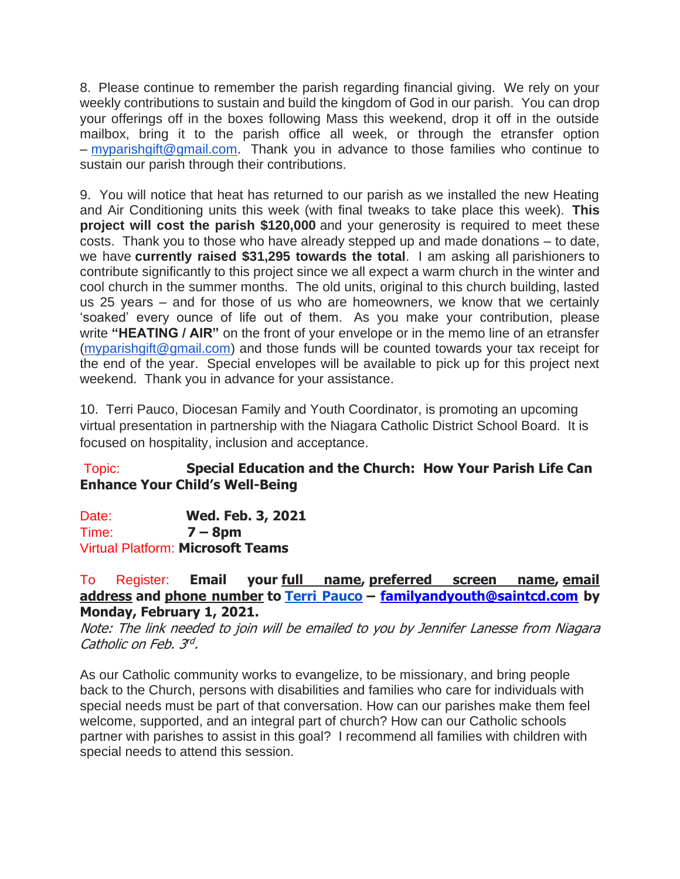8. Please continue to remember the parish regarding financial giving. We rely on your weekly contributions to sustain and build the kingdom of God in our parish. You can drop your offerings off in the boxes following Mass this weekend, drop it off in the outside mailbox, bring it to the parish office all week, or through the etransfer option – myparishgift@gmail.com. Thank you in advance to those families who continue to sustain our parish through their contributions.

9. You will notice that heat has returned to our parish as we installed the new Heating and Air Conditioning units this week (with final tweaks to take place this week). **This project will cost the parish $120,000** and your generosity is required to meet these costs. Thank you to those who have already stepped up and made donations – to date, we have **currently raised $31,295 towards the total**. I am asking all parishioners to contribute significantly to this project since we all expect a warm church in the winter and cool church in the summer months. The old units, original to this church building, lasted us 25 years – and for those of us who are homeowners, we know that we certainly 'soaked' every ounce of life out of them. As you make your contribution, please write **"HEATING / AIR"** on the front of your envelope or in the memo line of an etransfer (myparishgift@gmail.com) and those funds will be counted towards your tax receipt for the end of the year. Special envelopes will be available to pick up for this project next weekend. Thank you in advance for your assistance.

10. Terri Pauco, Diocesan Family and Youth Coordinator, is promoting an upcoming virtual presentation in partnership with the Niagara Catholic District School Board. It is focused on hospitality, inclusion and acceptance.

Topic: **Special Education and the Church: How Your Parish Life Can Enhance Your Child's Well-Being**

Date: **Wed. Feb. 3, 2021**
Time: **7 – 8pm**
Virtual Platform: **Microsoft Teams**

To Register: **Email your full name, preferred screen name, email address and phone number to Terri Pauco – familyandyouth@saintcd.com by Monday, February 1, 2021.**
*Note: The link needed to join will be emailed to you by Jennifer Lanesse from Niagara Catholic on Feb. 3rd.*

As our Catholic community works to evangelize, to be missionary, and bring people back to the Church, persons with disabilities and families who care for individuals with special needs must be part of that conversation. How can our parishes make them feel welcome, supported, and an integral part of church? How can our Catholic schools partner with parishes to assist in this goal? I recommend all families with children with special needs to attend this session.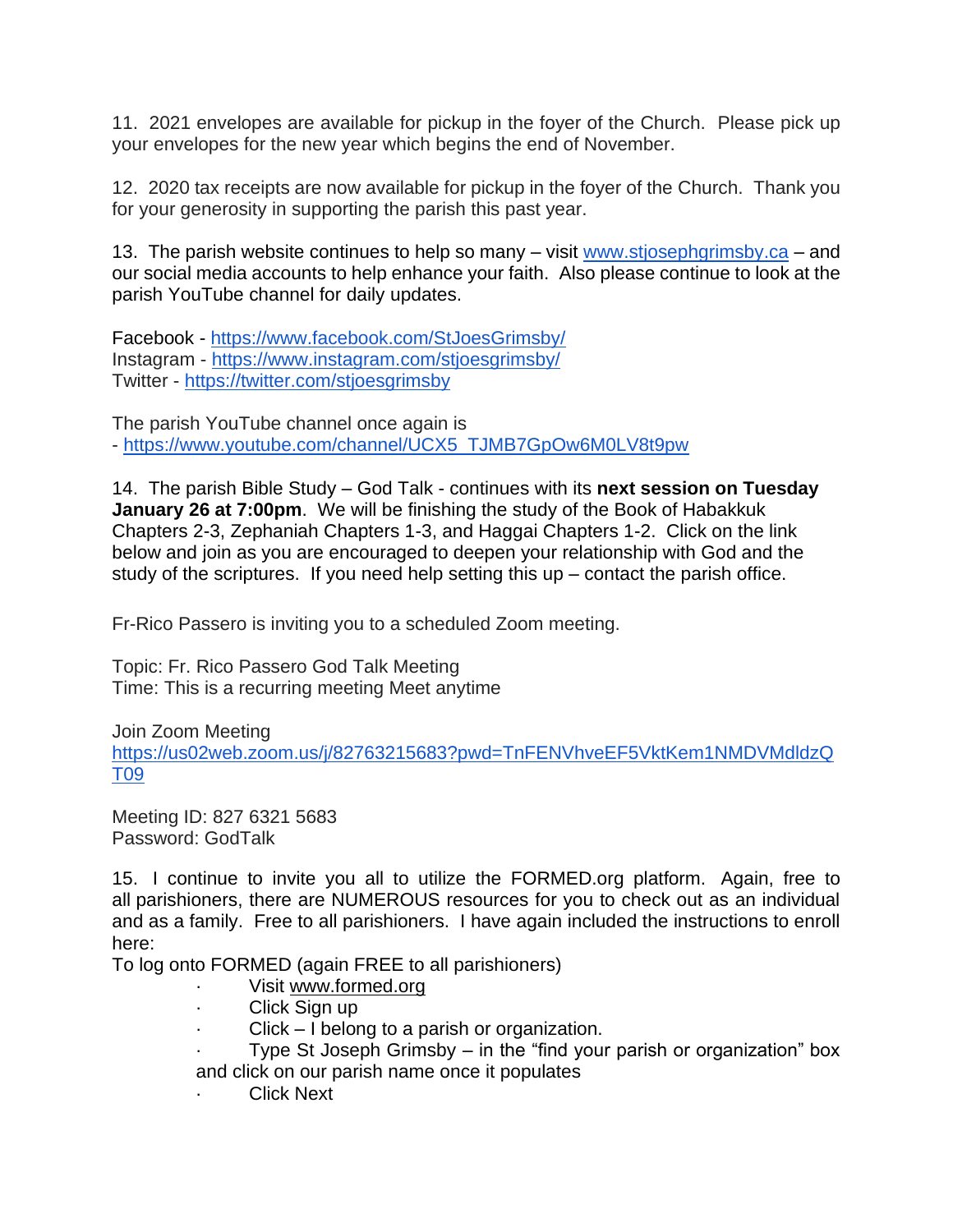11. 2021 envelopes are available for pickup in the foyer of the Church. Please pick up your envelopes for the new year which begins the end of November.

12. 2020 tax receipts are now available for pickup in the foyer of the Church. Thank you for your generosity in supporting the parish this past year.

13. The parish website continues to help so many – visit www.stjosephgrimsby.ca – and our social media accounts to help enhance your faith. Also please continue to look at the parish YouTube channel for daily updates.

Facebook - https://www.facebook.com/StJoesGrimsby/
Instagram - https://www.instagram.com/stjoesgrimsby/
Twitter - https://twitter.com/stjoesgrimsby

The parish YouTube channel once again is
- https://www.youtube.com/channel/UCX5_TJMB7GpOw6M0LV8t9pw

14. The parish Bible Study – God Talk - continues with its **next session on Tuesday January 26 at 7:00pm**. We will be finishing the study of the Book of Habakkuk Chapters 2-3, Zephaniah Chapters 1-3, and Haggai Chapters 1-2. Click on the link below and join as you are encouraged to deepen your relationship with God and the study of the scriptures. If you need help setting this up – contact the parish office.

Fr-Rico Passero is inviting you to a scheduled Zoom meeting.

Topic: Fr. Rico Passero God Talk Meeting
Time: This is a recurring meeting Meet anytime

Join Zoom Meeting
https://us02web.zoom.us/j/82763215683?pwd=TnFENVhveEF5VktKem1NMDVMdldzQT09

Meeting ID: 827 6321 5683
Password: GodTalk

15. I continue to invite you all to utilize the FORMED.org platform. Again, free to all parishioners, there are NUMEROUS resources for you to check out as an individual and as a family. Free to all parishioners. I have again included the instructions to enroll here:
To log onto FORMED (again FREE to all parishioners)

- Visit www.formed.org
- Click Sign up
- Click – I belong to a parish or organization.
- Type St Joseph Grimsby – in the "find your parish or organization" box and click on our parish name once it populates
- Click Next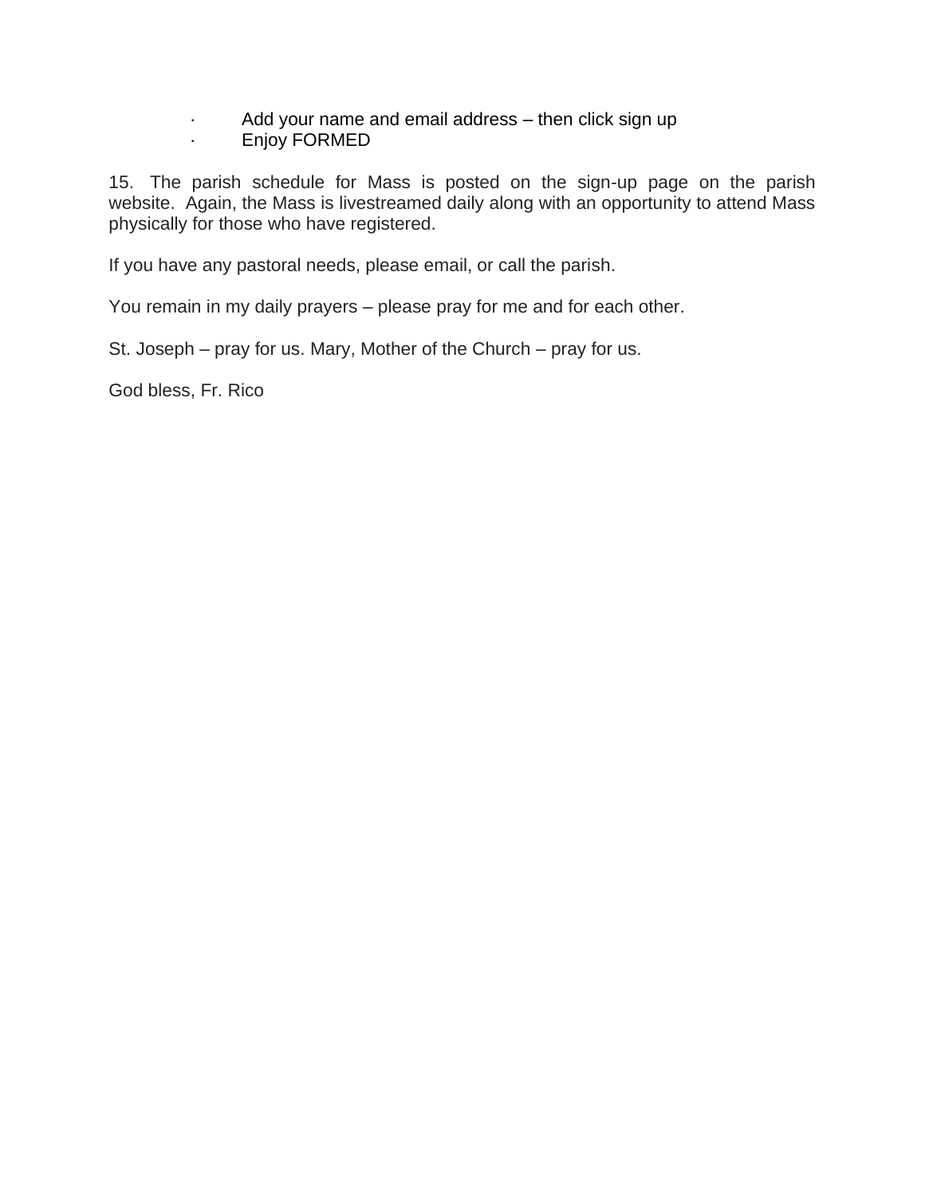- Add your name and email address – then click sign up
- Enjoy FORMED

15. The parish schedule for Mass is posted on the sign-up page on the parish website. Again, the Mass is livestreamed daily along with an opportunity to attend Mass physically for those who have registered.

If you have any pastoral needs, please email, or call the parish.

You remain in my daily prayers – please pray for me and for each other.

St. Joseph – pray for us. Mary, Mother of the Church – pray for us.

God bless, Fr. Rico